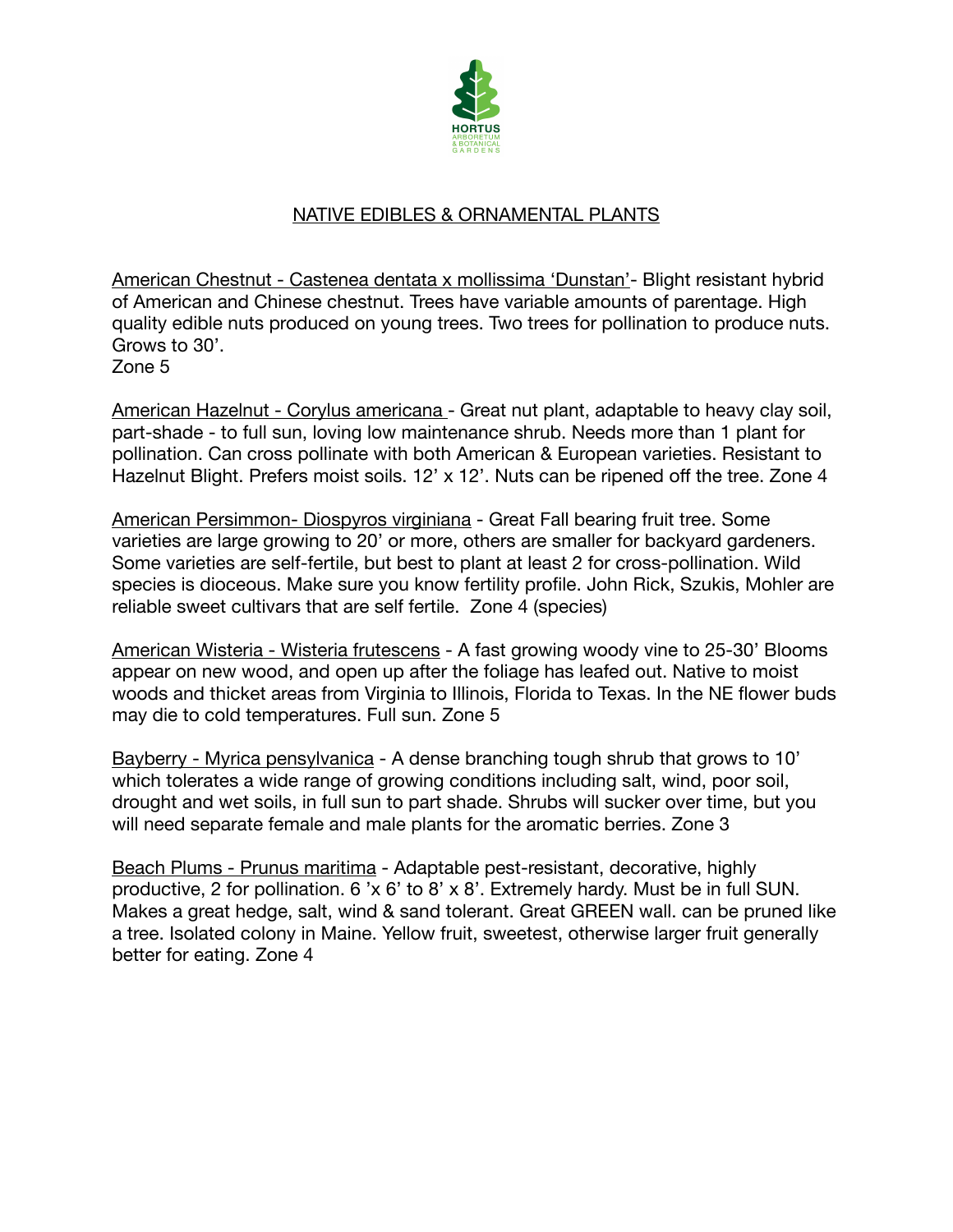HORTUS
ARBORETUM
& BOTANICAL
GARDENS

## NATIVE EDIBLES & ORNAMENTAL PLANTS

American Chestnut - Castenea dentata x mollissima 'Dunstan'- Blight resistant hybrid of American and Chinese chestnut. Trees have variable amounts of parentage. High quality edible nuts produced on young trees. Two trees for pollination to produce nuts. Grows to 30'.
Zone 5

American Hazelnut - Corylus americana - Great nut plant, adaptable to heavy clay soil, part-shade - to full sun, loving low maintenance shrub. Needs more than 1 plant for pollination. Can cross pollinate with both American & European varieties. Resistant to Hazelnut Blight. Prefers moist soils. 12' x 12'. Nuts can be ripened off the tree. Zone 4

American Persimmon- Diospyros virginiana - Great Fall bearing fruit tree. Some varieties are large growing to 20' or more, others are smaller for backyard gardeners. Some varieties are self-fertile, but best to plant at least 2 for cross-pollination. Wild species is dioceous. Make sure you know fertility profile. John Rick, Szukis, Mohler are reliable sweet cultivars that are self fertile. Zone 4 (species)

American Wisteria - Wisteria frutescens - A fast growing woody vine to 25-30' Blooms appear on new wood, and open up after the foliage has leafed out. Native to moist woods and thicket areas from Virginia to Illinois, Florida to Texas. In the NE flower buds may die to cold temperatures. Full sun. Zone 5

Bayberry - Myrica pensylvanica - A dense branching tough shrub that grows to 10' which tolerates a wide range of growing conditions including salt, wind, poor soil, drought and wet soils, in full sun to part shade. Shrubs will sucker over time, but you will need separate female and male plants for the aromatic berries. Zone 3

Beach Plums - Prunus maritima - Adaptable pest-resistant, decorative, highly productive, 2 for pollination. 6 'x 6' to 8' x 8'. Extremely hardy. Must be in full SUN. Makes a great hedge, salt, wind & sand tolerant. Great GREEN wall. can be pruned like a tree. Isolated colony in Maine. Yellow fruit, sweetest, otherwise larger fruit generally better for eating. Zone 4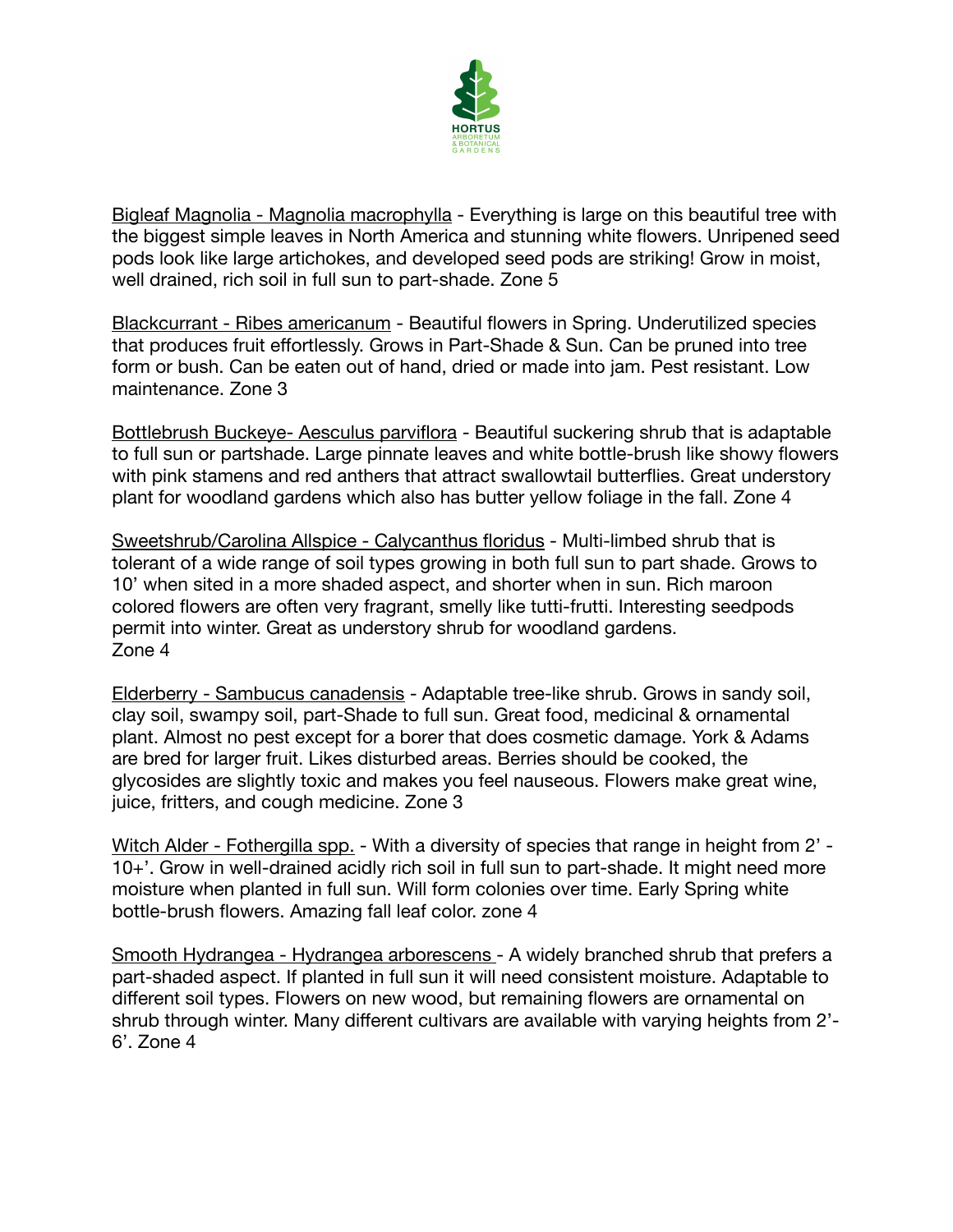Bigleaf Magnolia - Magnolia macrophylla - Everything is large on this beautiful tree with the biggest simple leaves in North America and stunning white flowers. Unripened seed pods look like large artichokes, and developed seed pods are striking! Grow in moist, well drained, rich soil in full sun to part-shade. Zone 5

Blackcurrant - Ribes americanum - Beautiful flowers in Spring. Underutilized species that produces fruit effortlessly. Grows in Part-Shade & Sun. Can be pruned into tree form or bush. Can be eaten out of hand, dried or made into jam. Pest resistant. Low maintenance. Zone 3

Bottlebrush Buckeye- Aesculus parviflora - Beautiful suckering shrub that is adaptable to full sun or partshade. Large pinnate leaves and white bottle-brush like showy flowers with pink stamens and red anthers that attract swallowtail butterflies. Great understory plant for woodland gardens which also has butter yellow foliage in the fall. Zone 4

Sweetshrub/Carolina Allspice - Calycanthus floridus - Multi-limbed shrub that is tolerant of a wide range of soil types growing in both full sun to part shade. Grows to 10' when sited in a more shaded aspect, and shorter when in sun. Rich maroon colored flowers are often very fragrant, smelly like tutti-frutti. Interesting seedpods permit into winter. Great as understory shrub for woodland gardens.
Zone 4

Elderberry - Sambucus canadensis - Adaptable tree-like shrub. Grows in sandy soil, clay soil, swampy soil, part-Shade to full sun. Great food, medicinal & ornamental plant. Almost no pest except for a borer that does cosmetic damage. York & Adams are bred for larger fruit. Likes disturbed areas. Berries should be cooked, the glycosides are slightly toxic and makes you feel nauseous. Flowers make great wine, juice, fritters, and cough medicine. Zone 3

Witch Alder - Fothergilla spp. - With a diversity of species that range in height from 2' - 10+'. Grow in well-drained acidly rich soil in full sun to part-shade. It might need more moisture when planted in full sun. Will form colonies over time. Early Spring white bottle-brush flowers. Amazing fall leaf color. zone 4

Smooth Hydrangea - Hydrangea arborescens - A widely branched shrub that prefers a part-shaded aspect. If planted in full sun it will need consistent moisture. Adaptable to different soil types. Flowers on new wood, but remaining flowers are ornamental on shrub through winter. Many different cultivars are available with varying heights from 2'-6'. Zone 4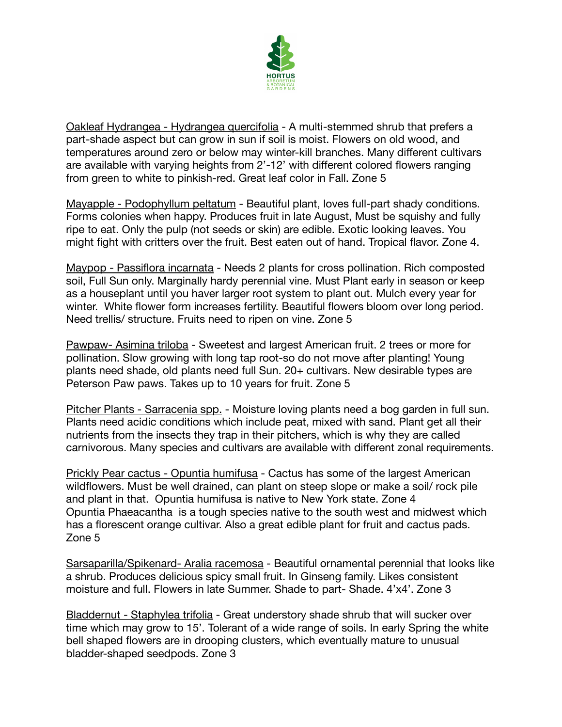Oakleaf Hydrangea - Hydrangea quercifolia - A multi-stemmed shrub that prefers a part-shade aspect but can grow in sun if soil is moist. Flowers on old wood, and temperatures around zero or below may winter-kill branches. Many different cultivars are available with varying heights from 2'-12' with different colored flowers ranging from green to white to pinkish-red. Great leaf color in Fall. Zone 5

Mayapple - Podophyllum peltatum - Beautiful plant, loves full-part shady conditions. Forms colonies when happy. Produces fruit in late August, Must be squishy and fully ripe to eat. Only the pulp (not seeds or skin) are edible. Exotic looking leaves. You might fight with critters over the fruit. Best eaten out of hand. Tropical flavor. Zone 4.

Maypop - Passiflora incarnata - Needs 2 plants for cross pollination. Rich composted soil, Full Sun only. Marginally hardy perennial vine. Must Plant early in season or keep as a houseplant until you haver larger root system to plant out. Mulch every year for winter. White flower form increases fertility. Beautiful flowers bloom over long period. Need trellis/ structure. Fruits need to ripen on vine. Zone 5

Pawpaw- Asimina triloba - Sweetest and largest American fruit. 2 trees or more for pollination. Slow growing with long tap root-so do not move after planting! Young plants need shade, old plants need full Sun. 20+ cultivars. New desirable types are Peterson Paw paws. Takes up to 10 years for fruit. Zone 5

Pitcher Plants - Sarracenia spp. - Moisture loving plants need a bog garden in full sun. Plants need acidic conditions which include peat, mixed with sand. Plant get all their nutrients from the insects they trap in their pitchers, which is why they are called carnivorous. Many species and cultivars are available with different zonal requirements.

Prickly Pear cactus - Opuntia humifusa - Cactus has some of the largest American wildflowers. Must be well drained, can plant on steep slope or make a soil/ rock pile and plant in that. Opuntia humifusa is native to New York state. Zone 4
Opuntia Phaeacantha is a tough species native to the south west and midwest which has a florescent orange cultivar. Also a great edible plant for fruit and cactus pads. Zone 5

Sarsaparilla/Spikenard- Aralia racemosa - Beautiful ornamental perennial that looks like a shrub. Produces delicious spicy small fruit. In Ginseng family. Likes consistent moisture and full. Flowers in late Summer. Shade to part- Shade. 4'x4'. Zone 3

Bladdernut - Staphylea trifolia - Great understory shade shrub that will sucker over time which may grow to 15'. Tolerant of a wide range of soils. In early Spring the white bell shaped flowers are in drooping clusters, which eventually mature to unusual bladder-shaped seedpods. Zone 3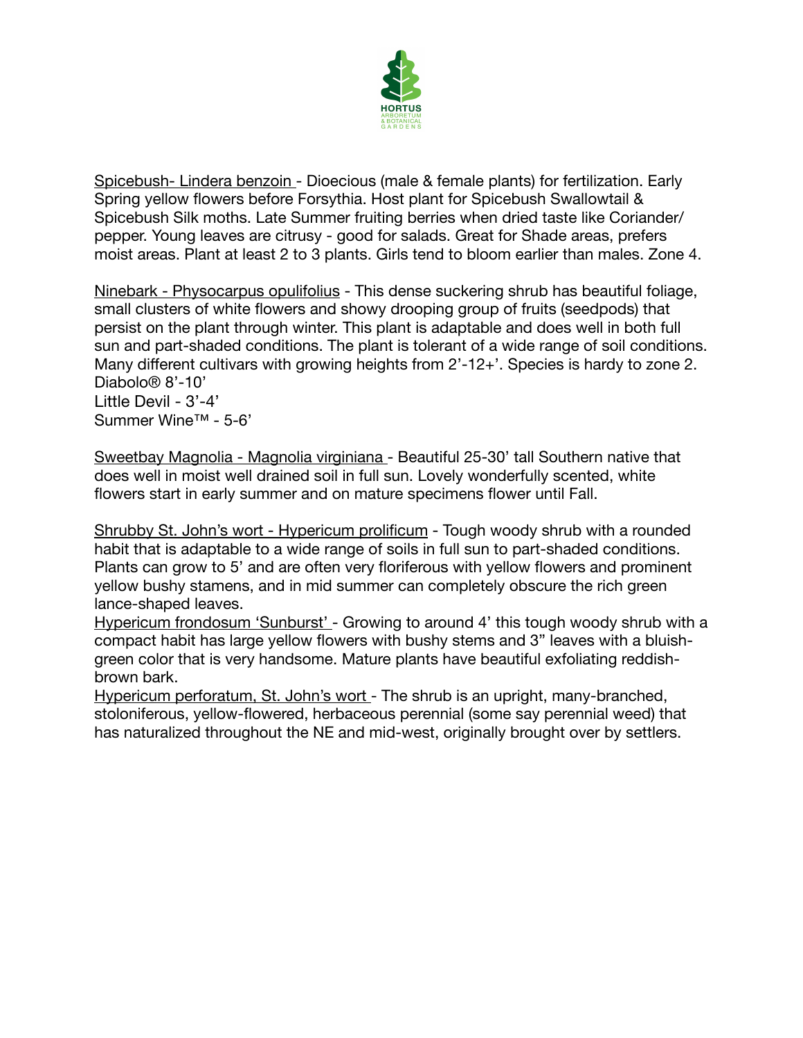Spicebush- Lindera benzoin - Dioecious (male & female plants) for fertilization. Early Spring yellow flowers before Forsythia. Host plant for Spicebush Swallowtail & Spicebush Silk moths. Late Summer fruiting berries when dried taste like Coriander/ pepper. Young leaves are citrusy - good for salads. Great for Shade areas, prefers moist areas. Plant at least 2 to 3 plants. Girls tend to bloom earlier than males. Zone 4.

Ninebark - Physocarpus opulifolius - This dense suckering shrub has beautiful foliage, small clusters of white flowers and showy drooping group of fruits (seedpods) that persist on the plant through winter. This plant is adaptable and does well in both full sun and part-shaded conditions. The plant is tolerant of a wide range of soil conditions. Many different cultivars with growing heights from 2'-12+'. Species is hardy to zone 2.
Diabolo® 8'-10'
Little Devil - 3'-4'
Summer Wine™ - 5-6'

Sweetbay Magnolia - Magnolia virginiana - Beautiful 25-30' tall Southern native that does well in moist well drained soil in full sun. Lovely wonderfully scented, white flowers start in early summer and on mature specimens flower until Fall.

Shrubby St. John's wort - Hypericum prolificum - Tough woody shrub with a rounded habit that is adaptable to a wide range of soils in full sun to part-shaded conditions. Plants can grow to 5' and are often very floriferous with yellow flowers and prominent yellow bushy stamens, and in mid summer can completely obscure the rich green lance-shaped leaves.
Hypericum frondosum 'Sunburst' - Growing to around 4' this tough woody shrub with a compact habit has large yellow flowers with bushy stems and 3" leaves with a bluish-green color that is very handsome. Mature plants have beautiful exfoliating reddish-brown bark.
Hypericum perforatum, St. John's wort - The shrub is an upright, many-branched, stoloniferous, yellow-flowered, herbaceous perennial (some say perennial weed) that has naturalized throughout the NE and mid-west, originally brought over by settlers.